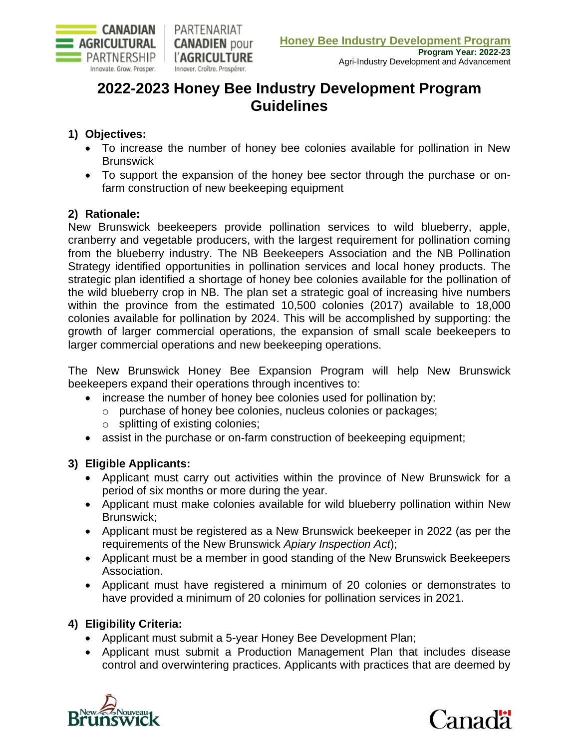# 2022-2023 Honey Bee Industry Development Program Guidelines

## 1) Objectives:

- To increase the number of honey bee colonies available for pollination in New Brunswick
- To support the expansion of the honey bee sector through the purchase or on-farm construction of new beekeeping equipment

## 2) Rationale:

New Brunswick beekeepers provide pollination services to wild blueberry, apple, cranberry and vegetable producers, with the largest requirement for pollination coming from the blueberry industry. The NB Beekeepers Association and the NB Pollination Strategy identified opportunities in pollination services and local honey products. The strategic plan identified a shortage of honey bee colonies available for the pollination of the wild blueberry crop in NB. The plan set a strategic goal of increasing hive numbers within the province from the estimated 10,500 colonies (2017) available to 18,000 colonies available for pollination by 2024. This will be accomplished by supporting: the growth of larger commercial operations, the expansion of small scale beekeepers to larger commercial operations and new beekeeping operations.

The New Brunswick Honey Bee Expansion Program will help New Brunswick beekeepers expand their operations through incentives to:

- increase the number of honey bee colonies used for pollination by:
  - purchase of honey bee colonies, nucleus colonies or packages;
  - splitting of existing colonies;
- assist in the purchase or on-farm construction of beekeeping equipment;

## 3) Eligible Applicants:

- Applicant must carry out activities within the province of New Brunswick for a period of six months or more during the year.
- Applicant must make colonies available for wild blueberry pollination within New Brunswick;
- Applicant must be registered as a New Brunswick beekeeper in 2022 (as per the requirements of the New Brunswick *Apiary Inspection Act*);
- Applicant must be a member in good standing of the New Brunswick Beekeepers Association.
- Applicant must have registered a minimum of 20 colonies or demonstrates to have provided a minimum of 20 colonies for pollination services in 2021.

## 4) Eligibility Criteria:

- Applicant must submit a 5-year Honey Bee Development Plan;
- Applicant must submit a Production Management Plan that includes disease control and overwintering practices. Applicants with practices that are deemed by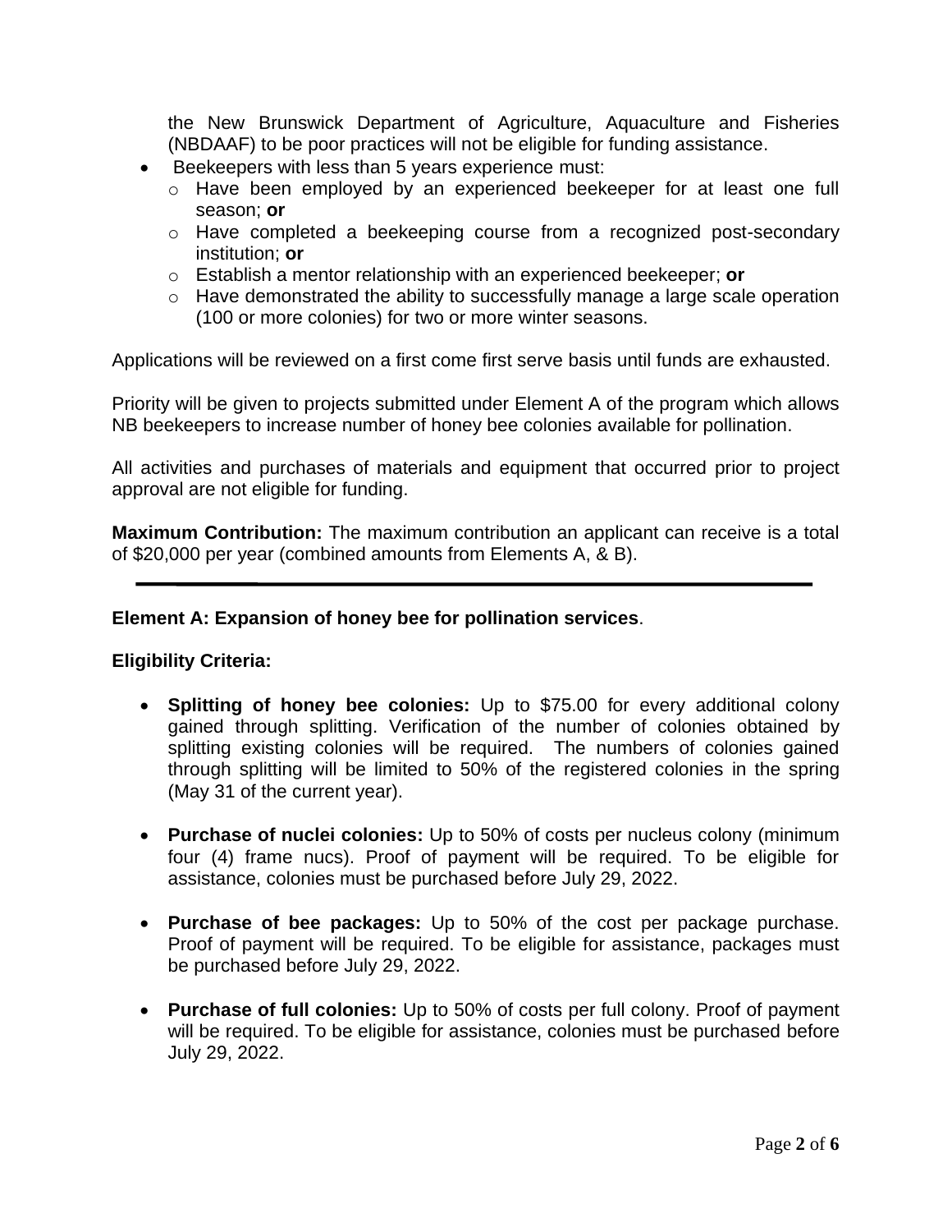the New Brunswick Department of Agriculture, Aquaculture and Fisheries (NBDAAF) to be poor practices will not be eligible for funding assistance.

- Beekeepers with less than 5 years experience must:
  - Have been employed by an experienced beekeeper for at least one full season; **or**
  - Have completed a beekeeping course from a recognized post-secondary institution; **or**
  - Establish a mentor relationship with an experienced beekeeper; **or**
  - Have demonstrated the ability to successfully manage a large scale operation (100 or more colonies) for two or more winter seasons.

Applications will be reviewed on a first come first serve basis until funds are exhausted.

Priority will be given to projects submitted under Element A of the program which allows NB beekeepers to increase number of honey bee colonies available for pollination.

All activities and purchases of materials and equipment that occurred prior to project approval are not eligible for funding.

**Maximum Contribution:** The maximum contribution an applicant can receive is a total of $20,000 per year (combined amounts from Elements A, & B).

---

**Element A: Expansion of honey bee for pollination services**.

**Eligibility Criteria:**

- **Splitting of honey bee colonies:** Up to $75.00 for every additional colony gained through splitting. Verification of the number of colonies obtained by splitting existing colonies will be required. The numbers of colonies gained through splitting will be limited to 50% of the registered colonies in the spring (May 31 of the current year).

- **Purchase of nuclei colonies:** Up to 50% of costs per nucleus colony (minimum four (4) frame nucs). Proof of payment will be required. To be eligible for assistance, colonies must be purchased before July 29, 2022.

- **Purchase of bee packages:** Up to 50% of the cost per package purchase. Proof of payment will be required. To be eligible for assistance, packages must be purchased before July 29, 2022.

- **Purchase of full colonies:** Up to 50% of costs per full colony. Proof of payment will be required. To be eligible for assistance, colonies must be purchased before July 29, 2022.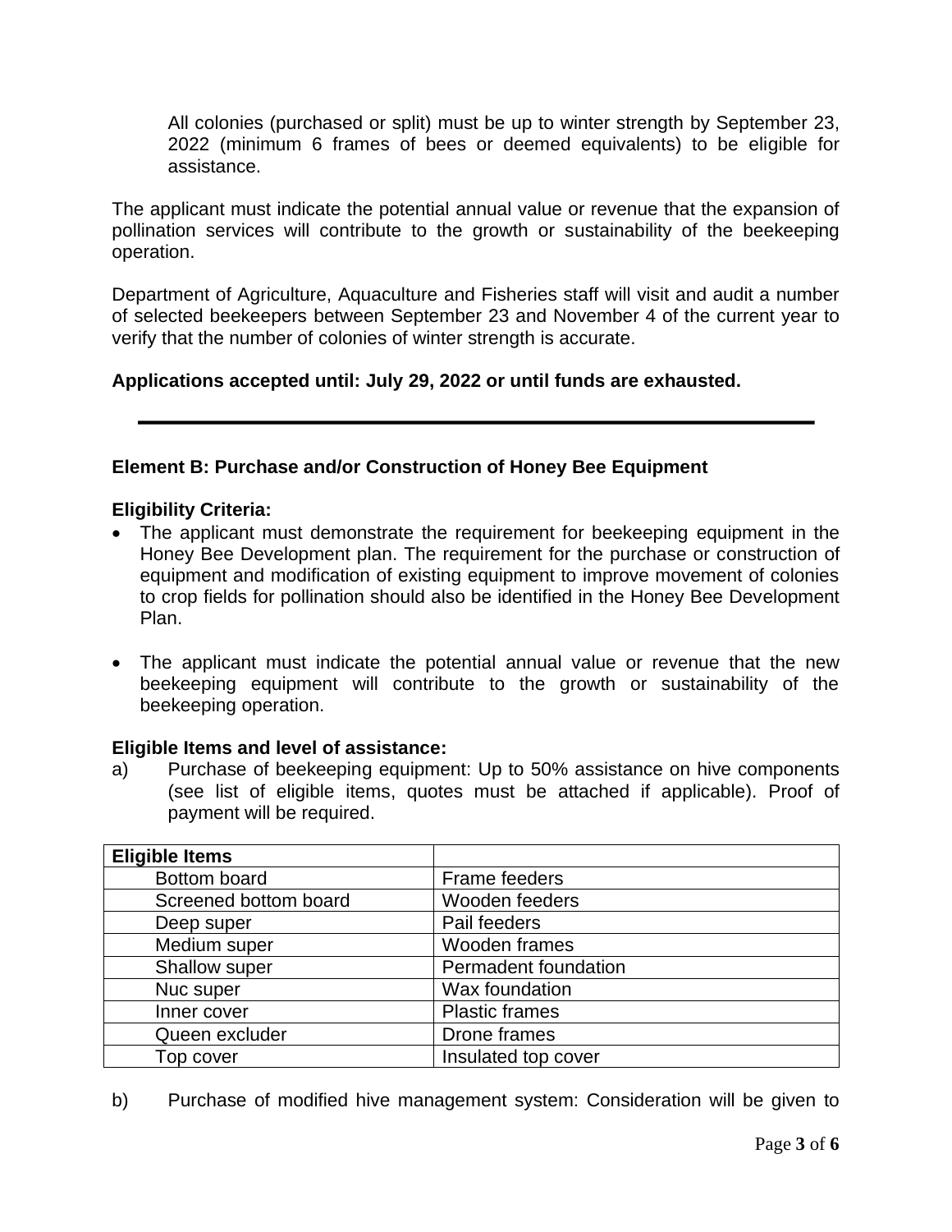All colonies (purchased or split) must be up to winter strength by September 23, 2022 (minimum 6 frames of bees or deemed equivalents) to be eligible for assistance.

The applicant must indicate the potential annual value or revenue that the expansion of pollination services will contribute to the growth or sustainability of the beekeeping operation.

Department of Agriculture, Aquaculture and Fisheries staff will visit and audit a number of selected beekeepers between September 23 and November 4 of the current year to verify that the number of colonies of winter strength is accurate.

**Applications accepted until: July 29, 2022 or until funds are exhausted.**

---

### Element B: Purchase and/or Construction of Honey Bee Equipment

**Eligibility Criteria:**

- The applicant must demonstrate the requirement for beekeeping equipment in the Honey Bee Development plan. The requirement for the purchase or construction of equipment and modification of existing equipment to improve movement of colonies to crop fields for pollination should also be identified in the Honey Bee Development Plan.
- The applicant must indicate the potential annual value or revenue that the new beekeeping equipment will contribute to the growth or sustainability of the beekeeping operation.

**Eligible Items and level of assistance:**

a) Purchase of beekeeping equipment: Up to 50% assistance on hive components (see list of eligible items, quotes must be attached if applicable). Proof of payment will be required.

| Eligible Items | |
|---|---|
| Bottom board | Frame feeders |
| Screened bottom board | Wooden feeders |
| Deep super | Pail feeders |
| Medium super | Wooden frames |
| Shallow super | Permadent foundation |
| Nuc super | Wax foundation |
| Inner cover | Plastic frames |
| Queen excluder | Drone frames |
| Top cover | Insulated top cover |

b) Purchase of modified hive management system: Consideration will be given to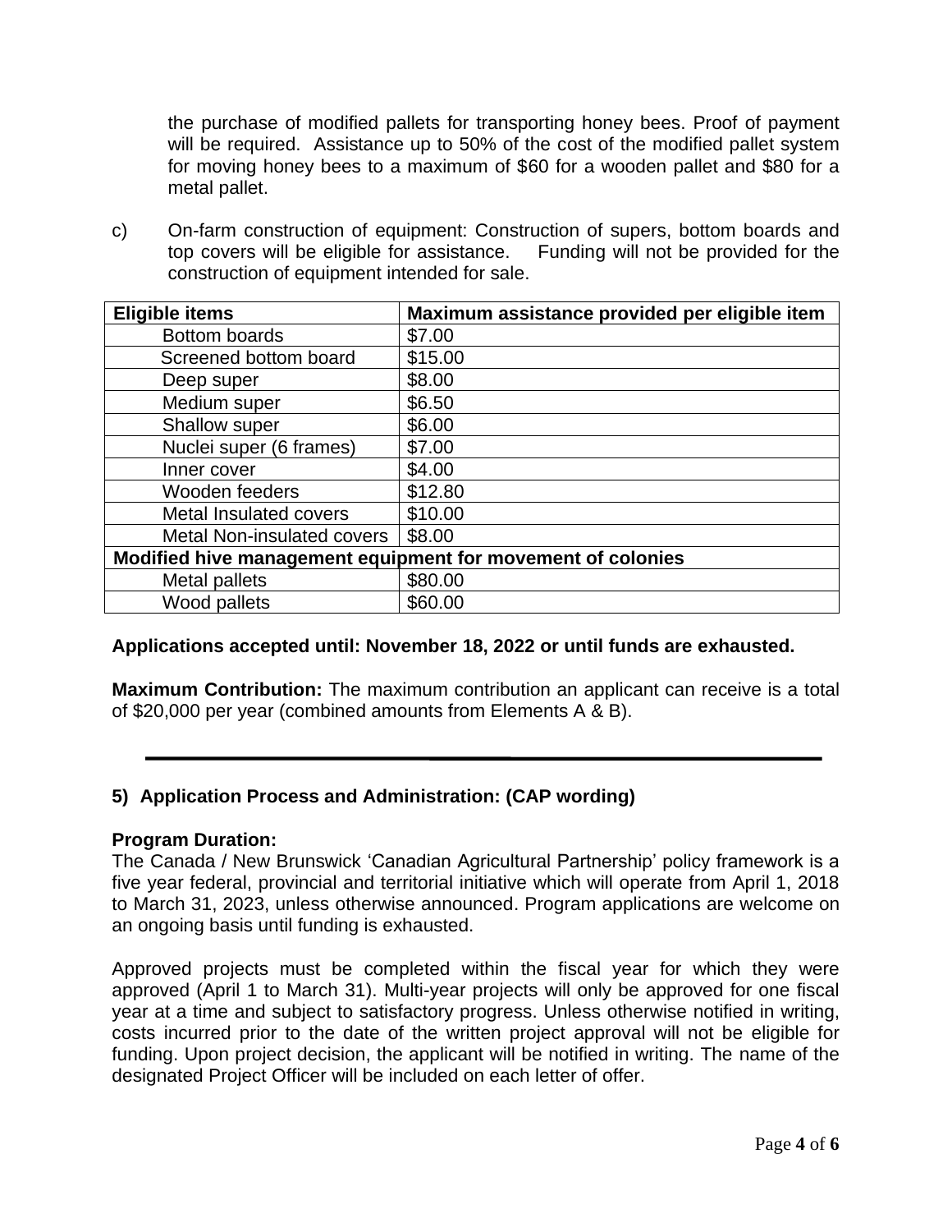the purchase of modified pallets for transporting honey bees. Proof of payment will be required. Assistance up to 50% of the cost of the modified pallet system for moving honey bees to a maximum of $60 for a wooden pallet and $80 for a metal pallet.

c) On-farm construction of equipment: Construction of supers, bottom boards and top covers will be eligible for assistance. Funding will not be provided for the construction of equipment intended for sale.

| **Eligible items** | **Maximum assistance provided per eligible item** |
|---|---|
| Bottom boards | $7.00 |
| Screened bottom board | $15.00 |
| Deep super | $8.00 |
| Medium super | $6.50 |
| Shallow super | $6.00 |
| Nuclei super (6 frames) | $7.00 |
| Inner cover | $4.00 |
| Wooden feeders | $12.80 |
| Metal Insulated covers | $10.00 |
| Metal Non-insulated covers | $8.00 |
| **Modified hive management equipment for movement of colonies** | |
| Metal pallets | $80.00 |
| Wood pallets | $60.00 |

**Applications accepted until: November 18, 2022 or until funds are exhausted.**

**Maximum Contribution:** The maximum contribution an applicant can receive is a total of $20,000 per year (combined amounts from Elements A & B).

---

## 5) Application Process and Administration: (CAP wording)

**Program Duration:**
The Canada / New Brunswick 'Canadian Agricultural Partnership' policy framework is a five year federal, provincial and territorial initiative which will operate from April 1, 2018 to March 31, 2023, unless otherwise announced. Program applications are welcome on an ongoing basis until funding is exhausted.

Approved projects must be completed within the fiscal year for which they were approved (April 1 to March 31). Multi-year projects will only be approved for one fiscal year at a time and subject to satisfactory progress. Unless otherwise notified in writing, costs incurred prior to the date of the written project approval will not be eligible for funding. Upon project decision, the applicant will be notified in writing. The name of the designated Project Officer will be included on each letter of offer.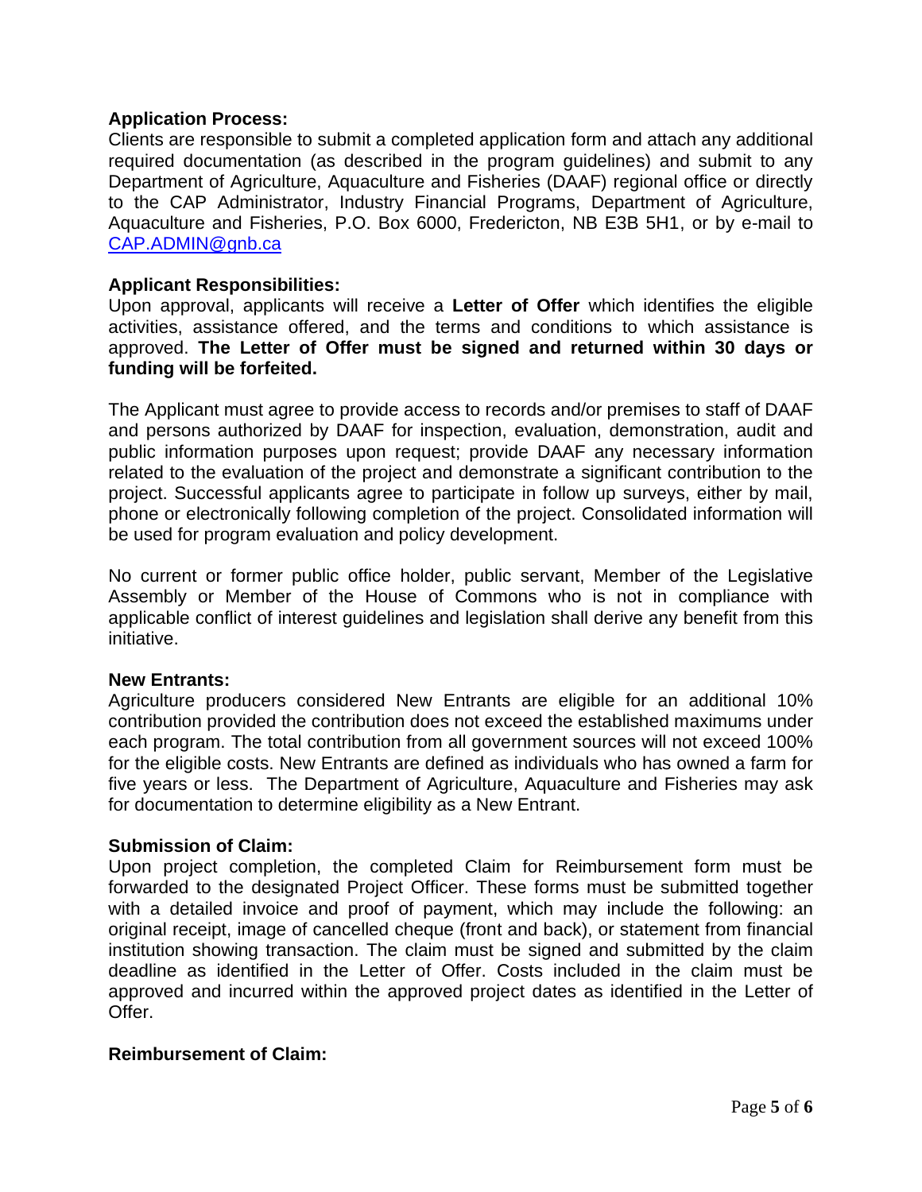**Application Process:**
Clients are responsible to submit a completed application form and attach any additional required documentation (as described in the program guidelines) and submit to any Department of Agriculture, Aquaculture and Fisheries (DAAF) regional office or directly to the CAP Administrator, Industry Financial Programs, Department of Agriculture, Aquaculture and Fisheries, P.O. Box 6000, Fredericton, NB E3B 5H1, or by e-mail to CAP.ADMIN@gnb.ca

**Applicant Responsibilities:**
Upon approval, applicants will receive a **Letter of Offer** which identifies the eligible activities, assistance offered, and the terms and conditions to which assistance is approved. **The Letter of Offer must be signed and returned within 30 days or funding will be forfeited.**

The Applicant must agree to provide access to records and/or premises to staff of DAAF and persons authorized by DAAF for inspection, evaluation, demonstration, audit and public information purposes upon request; provide DAAF any necessary information related to the evaluation of the project and demonstrate a significant contribution to the project. Successful applicants agree to participate in follow up surveys, either by mail, phone or electronically following completion of the project. Consolidated information will be used for program evaluation and policy development.

No current or former public office holder, public servant, Member of the Legislative Assembly or Member of the House of Commons who is not in compliance with applicable conflict of interest guidelines and legislation shall derive any benefit from this initiative.

**New Entrants:**
Agriculture producers considered New Entrants are eligible for an additional 10% contribution provided the contribution does not exceed the established maximums under each program. The total contribution from all government sources will not exceed 100% for the eligible costs. New Entrants are defined as individuals who has owned a farm for five years or less. The Department of Agriculture, Aquaculture and Fisheries may ask for documentation to determine eligibility as a New Entrant.

**Submission of Claim:**
Upon project completion, the completed Claim for Reimbursement form must be forwarded to the designated Project Officer. These forms must be submitted together with a detailed invoice and proof of payment, which may include the following: an original receipt, image of cancelled cheque (front and back), or statement from financial institution showing transaction. The claim must be signed and submitted by the claim deadline as identified in the Letter of Offer. Costs included in the claim must be approved and incurred within the approved project dates as identified in the Letter of Offer.

**Reimbursement of Claim:**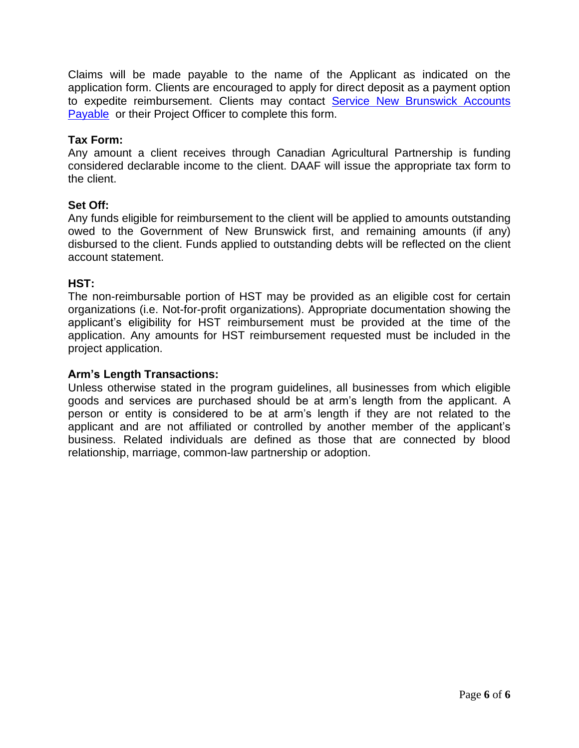Claims will be made payable to the name of the Applicant as indicated on the application form. Clients are encouraged to apply for direct deposit as a payment option to expedite reimbursement. Clients may contact Service New Brunswick Accounts Payable or their Project Officer to complete this form.

**Tax Form:**

Any amount a client receives through Canadian Agricultural Partnership is funding considered declarable income to the client. DAAF will issue the appropriate tax form to the client.

**Set Off:**

Any funds eligible for reimbursement to the client will be applied to amounts outstanding owed to the Government of New Brunswick first, and remaining amounts (if any) disbursed to the client. Funds applied to outstanding debts will be reflected on the client account statement.

**HST:**

The non-reimbursable portion of HST may be provided as an eligible cost for certain organizations (i.e. Not-for-profit organizations). Appropriate documentation showing the applicant's eligibility for HST reimbursement must be provided at the time of the application. Any amounts for HST reimbursement requested must be included in the project application.

**Arm's Length Transactions:**

Unless otherwise stated in the program guidelines, all businesses from which eligible goods and services are purchased should be at arm's length from the applicant. A person or entity is considered to be at arm's length if they are not related to the applicant and are not affiliated or controlled by another member of the applicant's business. Related individuals are defined as those that are connected by blood relationship, marriage, common-law partnership or adoption.